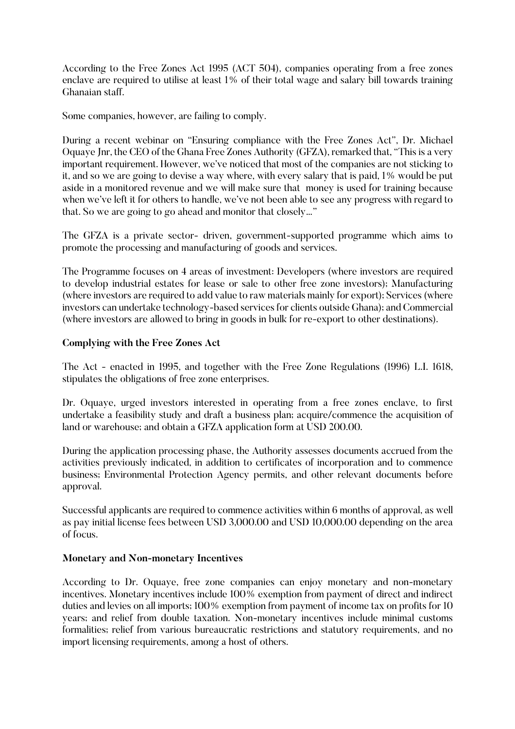According to the Free Zones Act 1995 (ACT 504), companies operating from a free zones enclave are required to utilise at least 1% of their total wage and salary bill towards training Ghanaian staff.

Some companies, however, are failing to comply.

During a recent webinar on "Ensuring compliance with the Free Zones Act", Dr. Michael Oquaye Jnr, the CEO of the Ghana Free Zones Authority (GFZA), remarked that, "This is a very important requirement. However, we've noticed that most of the companies are not sticking to it, and so we are going to devise a way where, with every salary that is paid, 1% would be put aside in a monitored revenue and we will make sure that money is used for training because when we've left it for others to handle, we've not been able to see any progress with regard to that. So we are going to go ahead and monitor that closely…"

The GFZA is a private sector- driven, government-supported programme which aims to promote the processing and manufacturing of goods and services.

The Programme focuses on 4 areas of investment: Developers (where investors are required to develop industrial estates for lease or sale to other free zone investors); Manufacturing (where investors are required to add value to raw materials mainly for export); Services (where investors can undertake technology-based services for clients outside Ghana); and Commercial (where investors are allowed to bring in goods in bulk for re-export to other destinations).

**Complying with the Free Zones Act**

The Act - enacted in 1995, and together with the Free Zone Regulations (1996) L.I. 1618, stipulates the obligations of free zone enterprises.

Dr. Oquaye, urged investors interested in operating from a free zones enclave, to first undertake a feasibility study and draft a business plan; acquire/commence the acquisition of land or warehouse; and obtain a GFZA application form at USD 200.00.

During the application processing phase, the Authority assesses documents accrued from the activities previously indicated, in addition to certificates of incorporation and to commence business; Environmental Protection Agency permits, and other relevant documents before approval.

Successful applicants are required to commence activities within 6 months of approval, as well as pay initial license fees between USD 3,000.00 and USD 10,000.00 depending on the area of focus.

**Monetary and Non-monetary Incentives**

According to Dr. Oquaye, free zone companies can enjoy monetary and non-monetary incentives. Monetary incentives include 100% exemption from payment of direct and indirect duties and levies on all imports; 100% exemption from payment of income tax on profits for 10 years; and relief from double taxation. Non-monetary incentives include minimal customs formalities; relief from various bureaucratic restrictions and statutory requirements, and no import licensing requirements, among a host of others.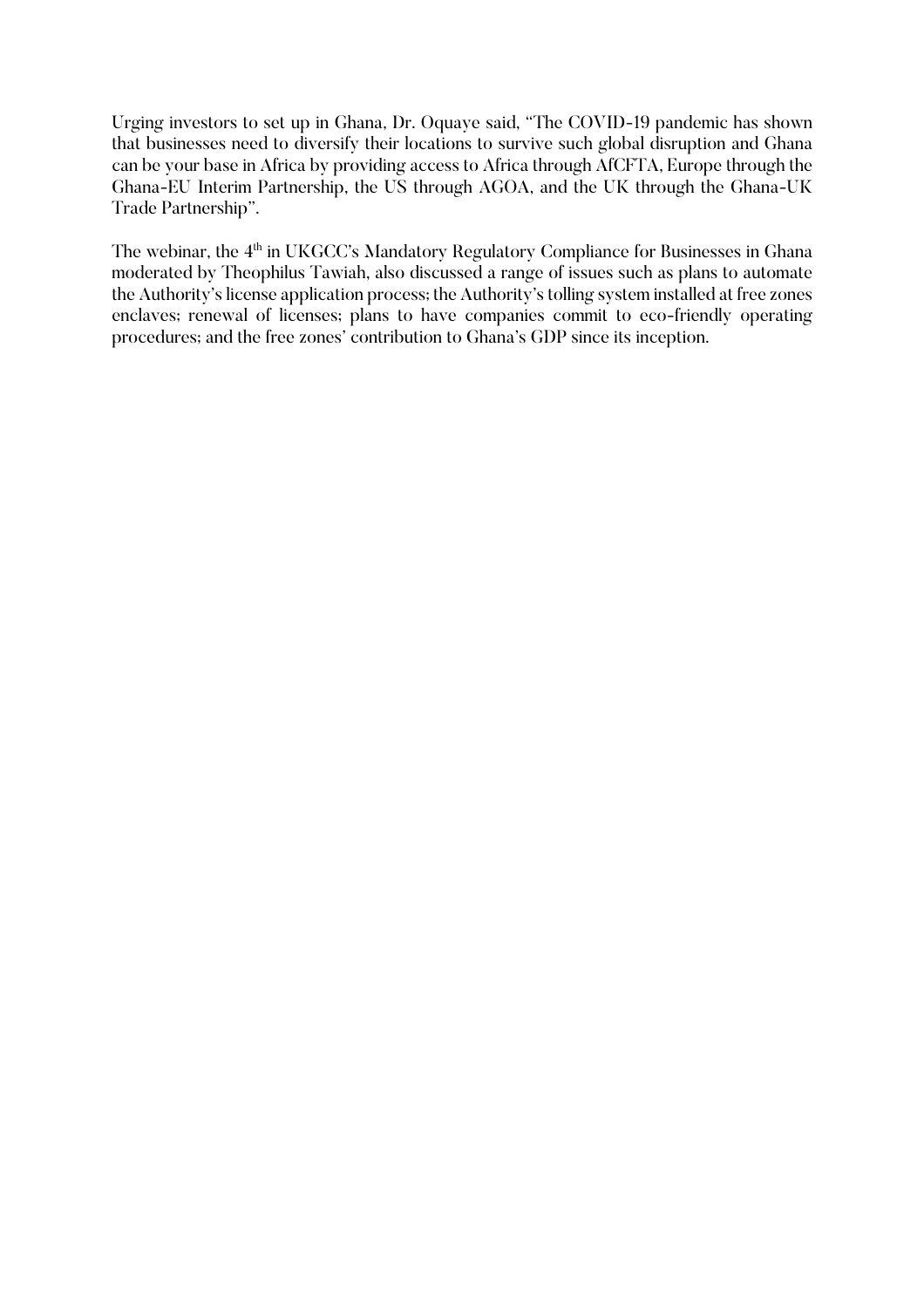Urging investors to set up in Ghana, Dr. Oquaye said, "The COVID-19 pandemic has shown that businesses need to diversify their locations to survive such global disruption and Ghana can be your base in Africa by providing access to Africa through AfCFTA, Europe through the Ghana-EU Interim Partnership, the US through AGOA, and the UK through the Ghana-UK Trade Partnership".

The webinar, the 4th in UKGCC's Mandatory Regulatory Compliance for Businesses in Ghana moderated by Theophilus Tawiah, also discussed a range of issues such as plans to automate the Authority's license application process; the Authority's tolling system installed at free zones enclaves; renewal of licenses; plans to have companies commit to eco-friendly operating procedures; and the free zones' contribution to Ghana's GDP since its inception.